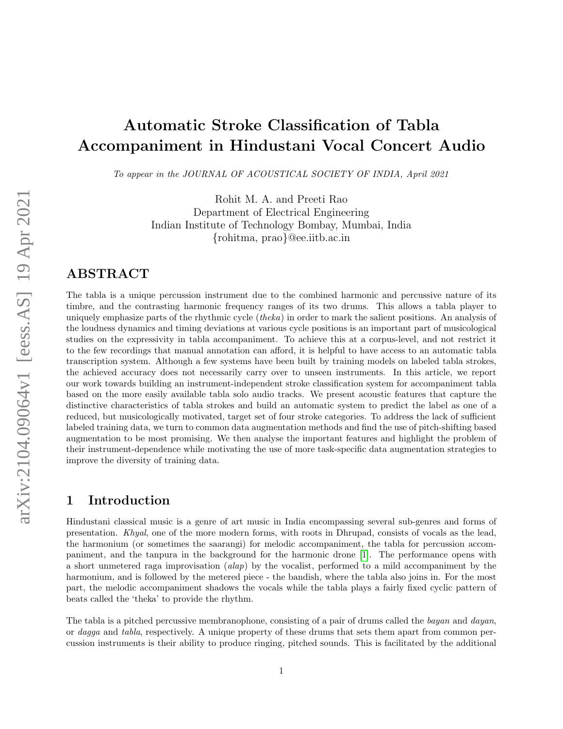# Automatic Stroke Classification of Tabla Accompaniment in Hindustani Vocal Concert Audio

*To appear in the JOURNAL OF ACOUSTICAL SOCIETY OF INDIA, April 2021*

Rohit M. A. and Preeti Rao
Department of Electrical Engineering
Indian Institute of Technology Bombay, Mumbai, India
{rohitma, prao}@ee.iitb.ac.in

## ABSTRACT

The tabla is a unique percussion instrument due to the combined harmonic and percussive nature of its timbre, and the contrasting harmonic frequency ranges of its two drums. This allows a tabla player to uniquely emphasize parts of the rhythmic cycle (*theka*) in order to mark the salient positions. An analysis of the loudness dynamics and timing deviations at various cycle positions is an important part of musicological studies on the expressivity in tabla accompaniment. To achieve this at a corpus-level, and not restrict it to the few recordings that manual annotation can afford, it is helpful to have access to an automatic tabla transcription system. Although a few systems have been built by training models on labeled tabla strokes, the achieved accuracy does not necessarily carry over to unseen instruments. In this article, we report our work towards building an instrument-independent stroke classification system for accompaniment tabla based on the more easily available tabla solo audio tracks. We present acoustic features that capture the distinctive characteristics of tabla strokes and build an automatic system to predict the label as one of a reduced, but musicologically motivated, target set of four stroke categories. To address the lack of sufficient labeled training data, we turn to common data augmentation methods and find the use of pitch-shifting based augmentation to be most promising. We then analyse the important features and highlight the problem of their instrument-dependence while motivating the use of more task-specific data augmentation strategies to improve the diversity of training data.

## 1 Introduction

Hindustani classical music is a genre of art music in India encompassing several sub-genres and forms of presentation. *Khyal*, one of the more modern forms, with roots in Dhrupad, consists of vocals as the lead, the harmonium (or sometimes the saarangi) for melodic accompaniment, the tabla for percussion accompaniment, and the tanpura in the background for the harmonic drone [1]. The performance opens with a short unmetered raga improvisation (*alap*) by the vocalist, performed to a mild accompaniment by the harmonium, and is followed by the metered piece - the bandish, where the tabla also joins in. For the most part, the melodic accompaniment shadows the vocals while the tabla plays a fairly fixed cyclic pattern of beats called the 'theka' to provide the rhythm.

The tabla is a pitched percussive membranophone, consisting of a pair of drums called the *bayan* and *dayan*, or *dagga* and *tabla*, respectively. A unique property of these drums that sets them apart from common percussion instruments is their ability to produce ringing, pitched sounds. This is facilitated by the additional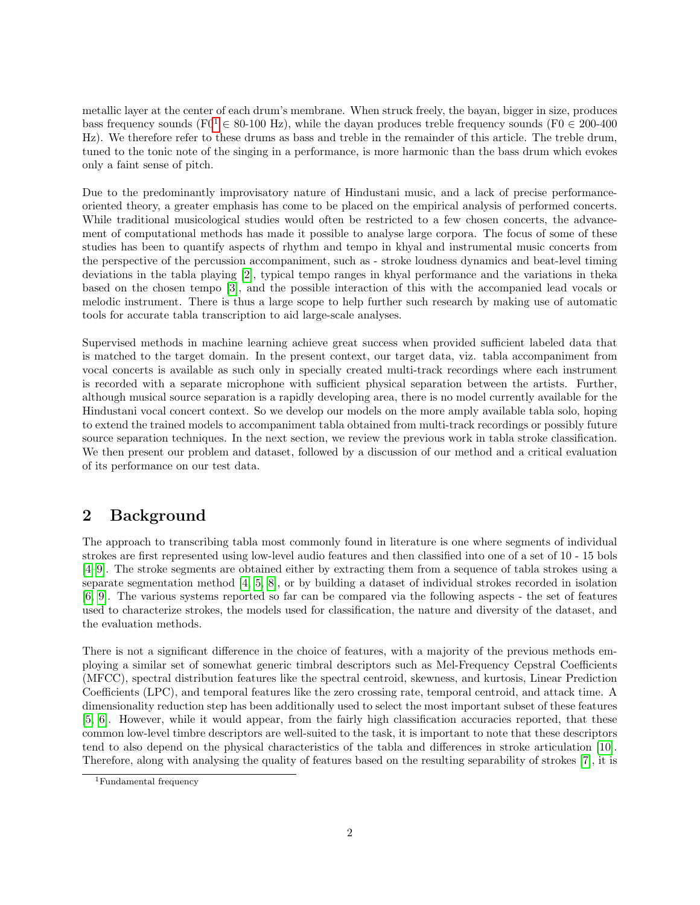metallic layer at the center of each drum's membrane. When struck freely, the bayan, bigger in size, produces bass frequency sounds (F0[1] $\in$ 80-100 Hz), while the dayan produces treble frequency sounds (F0 $\in$ 200-400 Hz). We therefore refer to these drums as bass and treble in the remainder of this article. The treble drum, tuned to the tonic note of the singing in a performance, is more harmonic than the bass drum which evokes only a faint sense of pitch.

Due to the predominantly improvisatory nature of Hindustani music, and a lack of precise performance-oriented theory, a greater emphasis has come to be placed on the empirical analysis of performed concerts. While traditional musicological studies would often be restricted to a few chosen concerts, the advancement of computational methods has made it possible to analyse large corpora. The focus of some of these studies has been to quantify aspects of rhythm and tempo in khyal and instrumental music concerts from the perspective of the percussion accompaniment, such as - stroke loudness dynamics and beat-level timing deviations in the tabla playing [2], typical tempo ranges in khyal performance and the variations in theka based on the chosen tempo [3], and the possible interaction of this with the accompanied lead vocals or melodic instrument. There is thus a large scope to help further such research by making use of automatic tools for accurate tabla transcription to aid large-scale analyses.

Supervised methods in machine learning achieve great success when provided sufficient labeled data that is matched to the target domain. In the present context, our target data, viz. tabla accompaniment from vocal concerts is available as such only in specially created multi-track recordings where each instrument is recorded with a separate microphone with sufficient physical separation between the artists. Further, although musical source separation is a rapidly developing area, there is no model currently available for the Hindustani vocal concert context. So we develop our models on the more amply available tabla solo, hoping to extend the trained models to accompaniment tabla obtained from multi-track recordings or possibly future source separation techniques. In the next section, we review the previous work in tabla stroke classification. We then present our problem and dataset, followed by a discussion of our method and a critical evaluation of its performance on our test data.

## 2 Background

The approach to transcribing tabla most commonly found in literature is one where segments of individual strokes are first represented using low-level audio features and then classified into one of a set of 10 - 15 bols [4–9]. The stroke segments are obtained either by extracting them from a sequence of tabla strokes using a separate segmentation method [4, 5, 8], or by building a dataset of individual strokes recorded in isolation [6, 9]. The various systems reported so far can be compared via the following aspects - the set of features used to characterize strokes, the models used for classification, the nature and diversity of the dataset, and the evaluation methods.

There is not a significant difference in the choice of features, with a majority of the previous methods employing a similar set of somewhat generic timbral descriptors such as Mel-Frequency Cepstral Coefficients (MFCC), spectral distribution features like the spectral centroid, skewness, and kurtosis, Linear Prediction Coefficients (LPC), and temporal features like the zero crossing rate, temporal centroid, and attack time. A dimensionality reduction step has been additionally used to select the most important subset of these features [5, 6]. However, while it would appear, from the fairly high classification accuracies reported, that these common low-level timbre descriptors are well-suited to the task, it is important to note that these descriptors tend to also depend on the physical characteristics of the tabla and differences in stroke articulation [10]. Therefore, along with analysing the quality of features based on the resulting separability of strokes [7], it is

[1] Fundamental frequency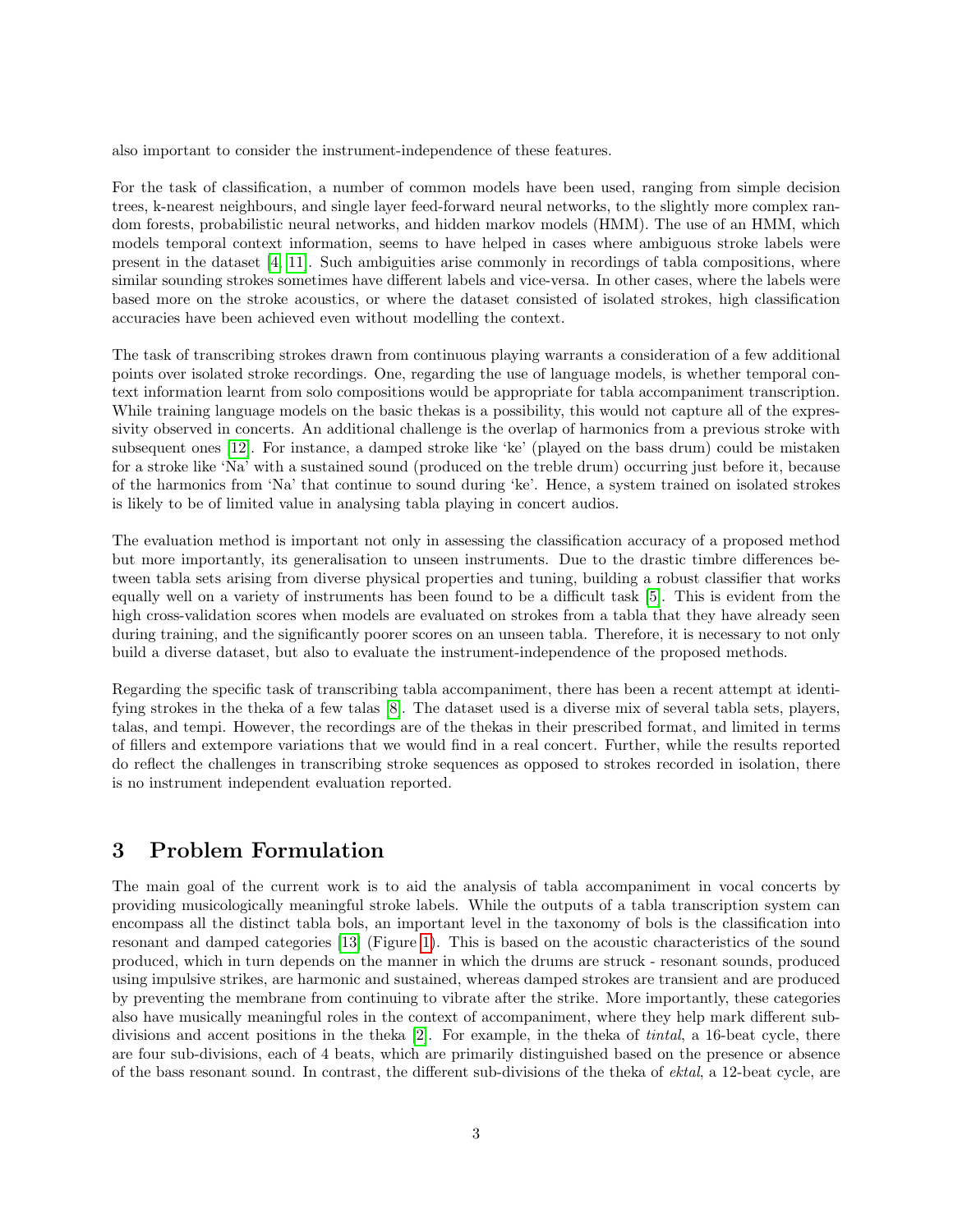also important to consider the instrument-independence of these features.

For the task of classification, a number of common models have been used, ranging from simple decision trees, k-nearest neighbours, and single layer feed-forward neural networks, to the slightly more complex random forests, probabilistic neural networks, and hidden markov models (HMM). The use of an HMM, which models temporal context information, seems to have helped in cases where ambiguous stroke labels were present in the dataset [4, 11]. Such ambiguities arise commonly in recordings of tabla compositions, where similar sounding strokes sometimes have different labels and vice-versa. In other cases, where the labels were based more on the stroke acoustics, or where the dataset consisted of isolated strokes, high classification accuracies have been achieved even without modelling the context.

The task of transcribing strokes drawn from continuous playing warrants a consideration of a few additional points over isolated stroke recordings. One, regarding the use of language models, is whether temporal context information learnt from solo compositions would be appropriate for tabla accompaniment transcription. While training language models on the basic thekas is a possibility, this would not capture all of the expressivity observed in concerts. An additional challenge is the overlap of harmonics from a previous stroke with subsequent ones [12]. For instance, a damped stroke like 'ke' (played on the bass drum) could be mistaken for a stroke like 'Na' with a sustained sound (produced on the treble drum) occurring just before it, because of the harmonics from 'Na' that continue to sound during 'ke'. Hence, a system trained on isolated strokes is likely to be of limited value in analysing tabla playing in concert audios.

The evaluation method is important not only in assessing the classification accuracy of a proposed method but more importantly, its generalisation to unseen instruments. Due to the drastic timbre differences between tabla sets arising from diverse physical properties and tuning, building a robust classifier that works equally well on a variety of instruments has been found to be a difficult task [5]. This is evident from the high cross-validation scores when models are evaluated on strokes from a tabla that they have already seen during training, and the significantly poorer scores on an unseen tabla. Therefore, it is necessary to not only build a diverse dataset, but also to evaluate the instrument-independence of the proposed methods.

Regarding the specific task of transcribing tabla accompaniment, there has been a recent attempt at identifying strokes in the theka of a few talas [8]. The dataset used is a diverse mix of several tabla sets, players, talas, and tempi. However, the recordings are of the thekas in their prescribed format, and limited in terms of fillers and extempore variations that we would find in a real concert. Further, while the results reported do reflect the challenges in transcribing stroke sequences as opposed to strokes recorded in isolation, there is no instrument independent evaluation reported.

# 3 Problem Formulation

The main goal of the current work is to aid the analysis of tabla accompaniment in vocal concerts by providing musicologically meaningful stroke labels. While the outputs of a tabla transcription system can encompass all the distinct tabla bols, an important level in the taxonomy of bols is the classification into resonant and damped categories [13] (Figure 1). This is based on the acoustic characteristics of the sound produced, which in turn depends on the manner in which the drums are struck - resonant sounds, produced using impulsive strikes, are harmonic and sustained, whereas damped strokes are transient and are produced by preventing the membrane from continuing to vibrate after the strike. More importantly, these categories also have musically meaningful roles in the context of accompaniment, where they help mark different subdivisions and accent positions in the theka [2]. For example, in the theka of *tintal*, a 16-beat cycle, there are four sub-divisions, each of 4 beats, which are primarily distinguished based on the presence or absence of the bass resonant sound. In contrast, the different sub-divisions of the theka of *ektal*, a 12-beat cycle, are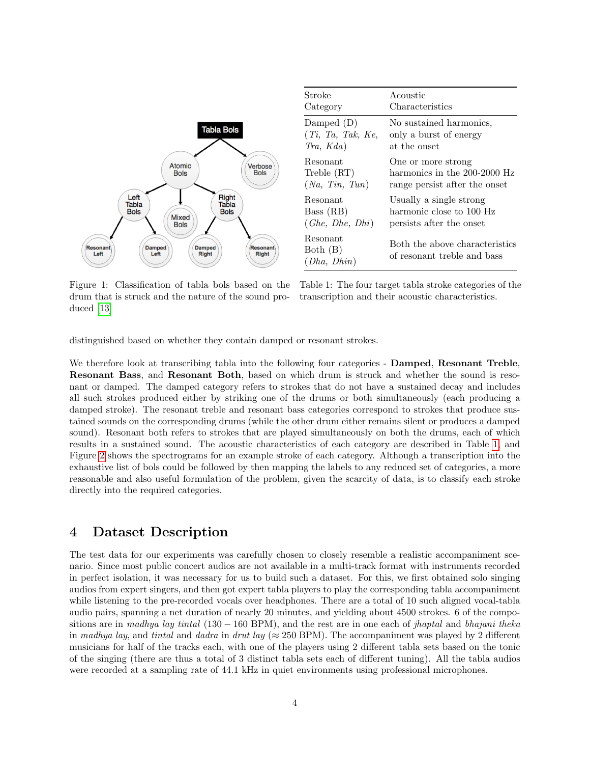Figure 1: Classification of tabla bols based on the drum that is struck and the nature of the sound produced [13]

| Stroke Category | Acoustic Characteristics |
|---|---|
| Damped (D) (*Ti, Ta, Tak, Ke, Tra, Kda*) | No sustained harmonics, only a burst of energy at the onset |
| Resonant Treble (RT) (*Na, Tin, Tun*) | One or more strong harmonics in the 200-2000 Hz range persist after the onset |
| Resonant Bass (RB) (*Ghe, Dhe, Dhi*) | Usually a single strong harmonic close to 100 Hz persists after the onset |
| Resonant Both (B) (*Dha, Dhin*) | Both the above characteristics of resonant treble and bass |

Table 1: The four target tabla stroke categories of the transcription and their acoustic characteristics.

distinguished based on whether they contain damped or resonant strokes.

We therefore look at transcribing tabla into the following four categories - **Damped**, **Resonant Treble**, **Resonant Bass**, and **Resonant Both**, based on which drum is struck and whether the sound is resonant or damped. The damped category refers to strokes that do not have a sustained decay and includes all such strokes produced either by striking one of the drums or both simultaneously (each producing a damped stroke). The resonant treble and resonant bass categories correspond to strokes that produce sustained sounds on the corresponding drums (while the other drum either remains silent or produces a damped sound). Resonant both refers to strokes that are played simultaneously on both the drums, each of which results in a sustained sound. The acoustic characteristics of each category are described in Table 1, and Figure 2 shows the spectrograms for an example stroke of each category. Although a transcription into the exhaustive list of bols could be followed by then mapping the labels to any reduced set of categories, a more reasonable and also useful formulation of the problem, given the scarcity of data, is to classify each stroke directly into the required categories.

## 4 Dataset Description

The test data for our experiments was carefully chosen to closely resemble a realistic accompaniment scenario. Since most public concert audios are not available in a multi-track format with instruments recorded in perfect isolation, it was necessary for us to build such a dataset. For this, we first obtained solo singing audios from expert singers, and then got expert tabla players to play the corresponding tabla accompaniment while listening to the pre-recorded vocals over headphones. There are a total of 10 such aligned vocal-tabla audio pairs, spanning a net duration of nearly 20 minutes, and yielding about 4500 strokes. 6 of the compositions are in *madhya lay tintal* ($130 - 160$ BPM), and the rest are in one each of *jhaptal* and *bhajani theka* in *madhya lay*, and *tintal* and *dadra* in *drut lay* ($\approx 250$ BPM). The accompaniment was played by 2 different musicians for half of the tracks each, with one of the players using 2 different tabla sets based on the tonic of the singing (there are thus a total of 3 distinct tabla sets each of different tuning). All the tabla audios were recorded at a sampling rate of 44.1 kHz in quiet environments using professional microphones.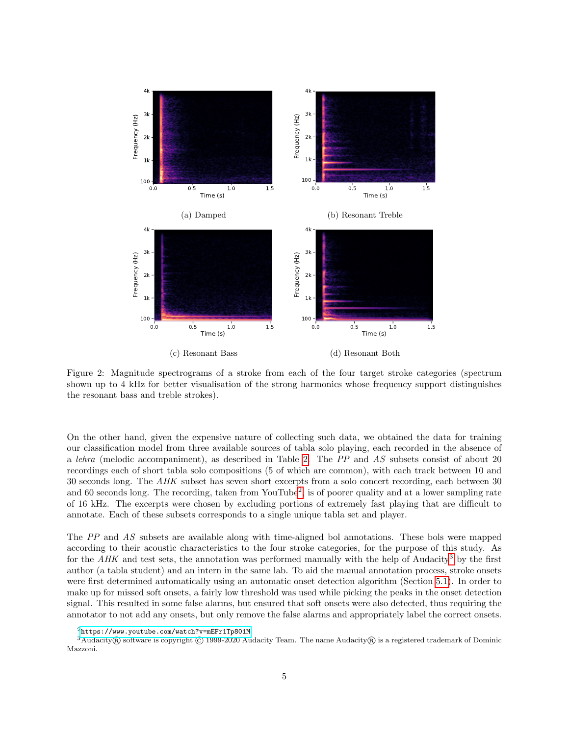(a) Damped

(b) Resonant Treble

(c) Resonant Bass

(d) Resonant Both

Figure 2: Magnitude spectrograms of a stroke from each of the four target stroke categories (spectrum shown up to 4 kHz for better visualisation of the strong harmonics whose frequency support distinguishes the resonant bass and treble strokes).

On the other hand, given the expensive nature of collecting such data, we obtained the data for training our classification model from three available sources of tabla solo playing, each recorded in the absence of a *lehra* (melodic accompaniment), as described in Table 2. The *PP* and *AS* subsets consist of about 20 recordings each of short tabla solo compositions (5 of which are common), with each track between 10 and 30 seconds long. The *AHK* subset has seven short excerpts from a solo concert recording, each between 30 and 60 seconds long. The recording, taken from YouTube[2], is of poorer quality and at a lower sampling rate of 16 kHz. The excerpts were chosen by excluding portions of extremely fast playing that are difficult to annotate. Each of these subsets corresponds to a single unique tabla set and player.

The *PP* and *AS* subsets are available along with time-aligned bol annotations. These bols were mapped according to their acoustic characteristics to the four stroke categories, for the purpose of this study. As for the *AHK* and test sets, the annotation was performed manually with the help of Audacity[3] by the first author (a tabla student) and an intern in the same lab. To aid the manual annotation process, stroke onsets were first determined automatically using an automatic onset detection algorithm (Section 5.1). In order to make up for missed soft onsets, a fairly low threshold was used while picking the peaks in the onset detection signal. This resulted in some false alarms, but ensured that soft onsets were also detected, thus requiring the annotator to not add any onsets, but only remove the false alarms and appropriately label the correct onsets.

[2] https://www.youtube.com/watch?v=mEFr1Tp801M

[3] Audacity® software is copyright © 1999-2020 Audacity Team. The name Audacity® is a registered trademark of Dominic Mazzoni.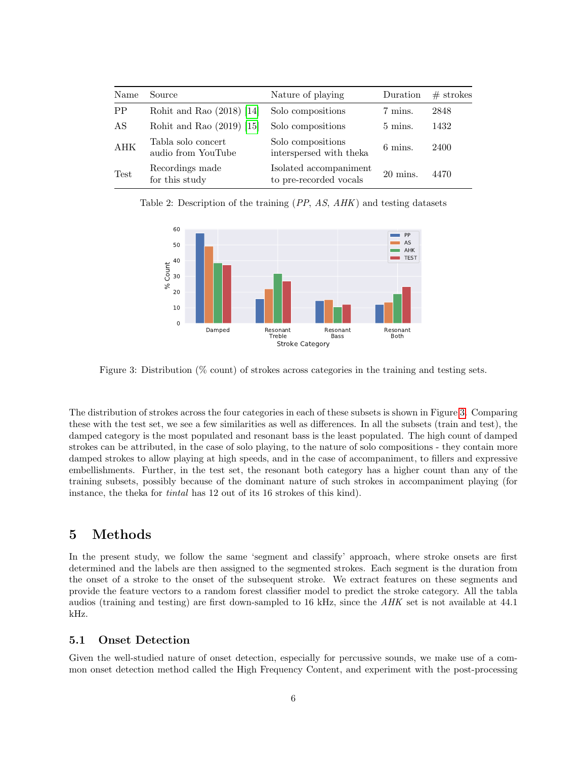| Name | Source | Nature of playing | Duration | # strokes |
|---|---|---|---|---|
| PP | Rohit and Rao (2018) [14] | Solo compositions | 7 mins. | 2848 |
| AS | Rohit and Rao (2019) [15] | Solo compositions | 5 mins. | 1432 |
| AHK | Tabla solo concert audio from YouTube | Solo compositions interspersed with theka | 6 mins. | 2400 |
| Test | Recordings made for this study | Isolated accompaniment to pre-recorded vocals | 20 mins. | 4470 |

Table 2: Description of the training (*PP*, *AS*, *AHK*) and testing datasets

Figure 3: Distribution (% count) of strokes across categories in the training and testing sets.

The distribution of strokes across the four categories in each of these subsets is shown in Figure 3. Comparing these with the test set, we see a few similarities as well as differences. In all the subsets (train and test), the damped category is the most populated and resonant bass is the least populated. The high count of damped strokes can be attributed, in the case of solo playing, to the nature of solo compositions - they contain more damped strokes to allow playing at high speeds, and in the case of accompaniment, to fillers and expressive embellishments. Further, in the test set, the resonant both category has a higher count than any of the training subsets, possibly because of the dominant nature of such strokes in accompaniment playing (for instance, the theka for *tintal* has 12 out of its 16 strokes of this kind).

## 5 Methods

In the present study, we follow the same 'segment and classify' approach, where stroke onsets are first determined and the labels are then assigned to the segmented strokes. Each segment is the duration from the onset of a stroke to the onset of the subsequent stroke. We extract features on these segments and provide the feature vectors to a random forest classifier model to predict the stroke category. All the tabla audios (training and testing) are first down-sampled to 16 kHz, since the *AHK* set is not available at 44.1 kHz.

### 5.1 Onset Detection

Given the well-studied nature of onset detection, especially for percussive sounds, we make use of a common onset detection method called the High Frequency Content, and experiment with the post-processing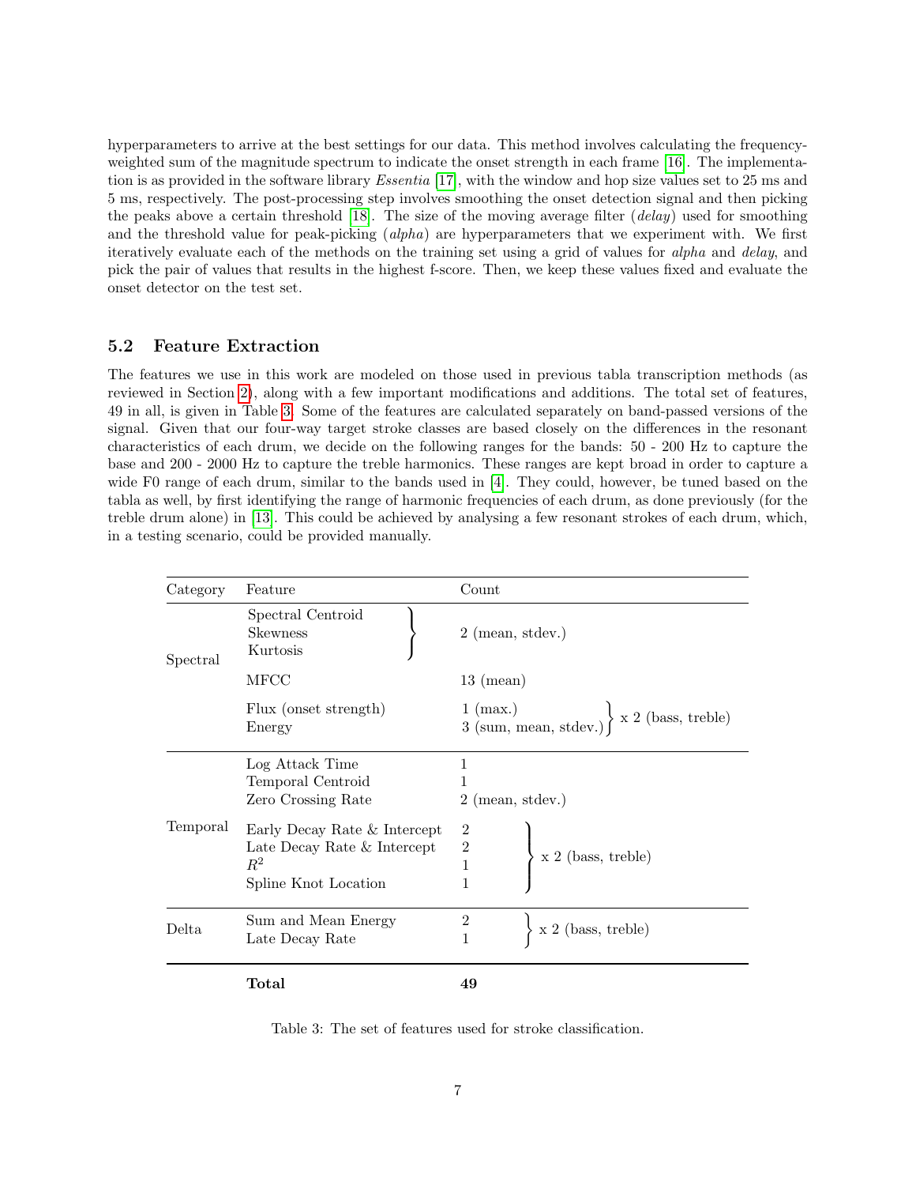hyperparameters to arrive at the best settings for our data. This method involves calculating the frequency-weighted sum of the magnitude spectrum to indicate the onset strength in each frame [16]. The implementation is as provided in the software library *Essentia* [17], with the window and hop size values set to 25 ms and 5 ms, respectively. The post-processing step involves smoothing the onset detection signal and then picking the peaks above a certain threshold [18]. The size of the moving average filter (*delay*) used for smoothing and the threshold value for peak-picking (*alpha*) are hyperparameters that we experiment with. We first iteratively evaluate each of the methods on the training set using a grid of values for *alpha* and *delay*, and pick the pair of values that results in the highest f-score. Then, we keep these values fixed and evaluate the onset detector on the test set.

### 5.2 Feature Extraction

The features we use in this work are modeled on those used in previous tabla transcription methods (as reviewed in Section 2), along with a few important modifications and additions. The total set of features, 49 in all, is given in Table 3. Some of the features are calculated separately on band-passed versions of the signal. Given that our four-way target stroke classes are based closely on the differences in the resonant characteristics of each drum, we decide on the following ranges for the bands: 50 - 200 Hz to capture the base and 200 - 2000 Hz to capture the treble harmonics. These ranges are kept broad in order to capture a wide F0 range of each drum, similar to the bands used in [4]. They could, however, be tuned based on the tabla as well, by first identifying the range of harmonic frequencies of each drum, as done previously (for the treble drum alone) in [13]. This could be achieved by analysing a few resonant strokes of each drum, which, in a testing scenario, could be provided manually.

| Category | Feature | Count |
|---|---|---|
| Spectral | Spectral Centroid, Skewness, Kurtosis | 2 (mean, stdev.) |
| | MFCC | 13 (mean) |
| | Flux (onset strength) | 1 (max.) x 2 (bass, treble) |
| | Energy | 3 (sum, mean, stdev.) x 2 (bass, treble) |
| Temporal | Log Attack Time | 1 |
| | Temporal Centroid | 1 |
| | Zero Crossing Rate | 2 (mean, stdev.) |
| | Early Decay Rate & Intercept | 2 x 2 (bass, treble) |
| | Late Decay Rate & Intercept | 2 x 2 (bass, treble) |
| | $R^2$ | 1 x 2 (bass, treble) |
| | Spline Knot Location | 1 x 2 (bass, treble) |
| Delta | Sum and Mean Energy | 2 x 2 (bass, treble) |
| | Late Decay Rate | 1 x 2 (bass, treble) |
| | **Total** | **49** |

Table 3: The set of features used for stroke classification.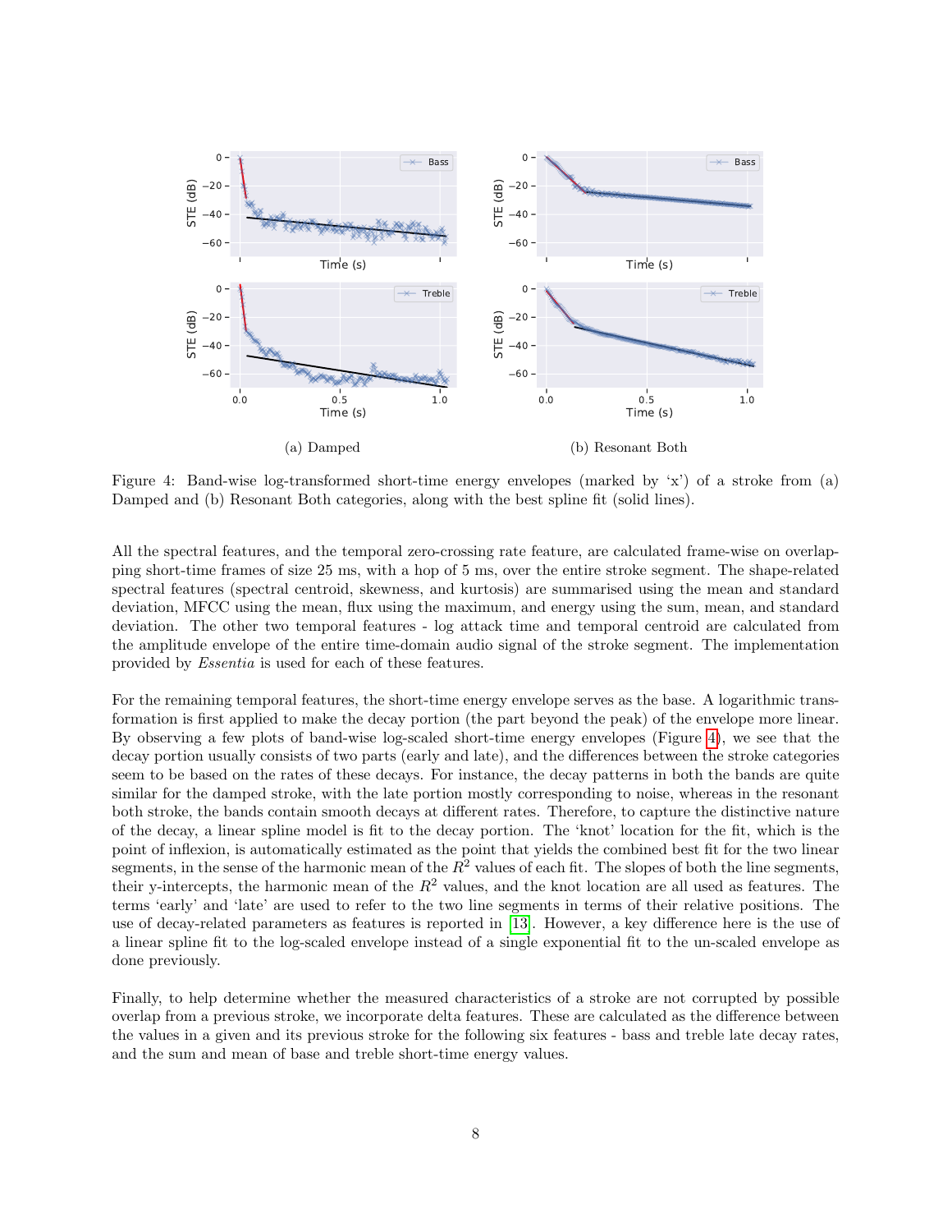(a) Damped

(b) Resonant Both

Figure 4: Band-wise log-transformed short-time energy envelopes (marked by 'x') of a stroke from (a) Damped and (b) Resonant Both categories, along with the best spline fit (solid lines).

All the spectral features, and the temporal zero-crossing rate feature, are calculated frame-wise on overlapping short-time frames of size 25 ms, with a hop of 5 ms, over the entire stroke segment. The shape-related spectral features (spectral centroid, skewness, and kurtosis) are summarised using the mean and standard deviation, MFCC using the mean, flux using the maximum, and energy using the sum, mean, and standard deviation. The other two temporal features - log attack time and temporal centroid are calculated from the amplitude envelope of the entire time-domain audio signal of the stroke segment. The implementation provided by *Essentia* is used for each of these features.

For the remaining temporal features, the short-time energy envelope serves as the base. A logarithmic transformation is first applied to make the decay portion (the part beyond the peak) of the envelope more linear. By observing a few plots of band-wise log-scaled short-time energy envelopes (Figure 4), we see that the decay portion usually consists of two parts (early and late), and the differences between the stroke categories seem to be based on the rates of these decays. For instance, the decay patterns in both the bands are quite similar for the damped stroke, with the late portion mostly corresponding to noise, whereas in the resonant both stroke, the bands contain smooth decays at different rates. Therefore, to capture the distinctive nature of the decay, a linear spline model is fit to the decay portion. The 'knot' location for the fit, which is the point of inflexion, is automatically estimated as the point that yields the combined best fit for the two linear segments, in the sense of the harmonic mean of the $R^2$ values of each fit. The slopes of both the line segments, their y-intercepts, the harmonic mean of the $R^2$ values, and the knot location are all used as features. The terms 'early' and 'late' are used to refer to the two line segments in terms of their relative positions. The use of decay-related parameters as features is reported in [13]. However, a key difference here is the use of a linear spline fit to the log-scaled envelope instead of a single exponential fit to the un-scaled envelope as done previously.

Finally, to help determine whether the measured characteristics of a stroke are not corrupted by possible overlap from a previous stroke, we incorporate delta features. These are calculated as the difference between the values in a given and its previous stroke for the following six features - bass and treble late decay rates, and the sum and mean of base and treble short-time energy values.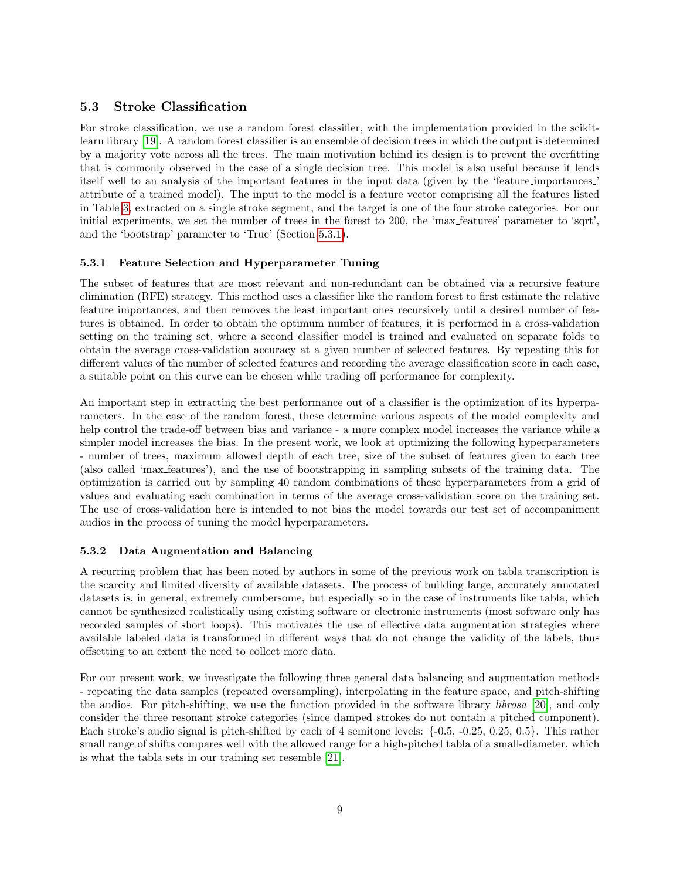## 5.3 Stroke Classification

For stroke classification, we use a random forest classifier, with the implementation provided in the scikit-learn library [19]. A random forest classifier is an ensemble of decision trees in which the output is determined by a majority vote across all the trees. The main motivation behind its design is to prevent the overfitting that is commonly observed in the case of a single decision tree. This model is also useful because it lends itself well to an analysis of the important features in the input data (given by the 'feature_importances_' attribute of a trained model). The input to the model is a feature vector comprising all the features listed in Table 3, extracted on a single stroke segment, and the target is one of the four stroke categories. For our initial experiments, we set the number of trees in the forest to 200, the 'max_features' parameter to 'sqrt', and the 'bootstrap' parameter to 'True' (Section 5.3.1).

### 5.3.1 Feature Selection and Hyperparameter Tuning

The subset of features that are most relevant and non-redundant can be obtained via a recursive feature elimination (RFE) strategy. This method uses a classifier like the random forest to first estimate the relative feature importances, and then removes the least important ones recursively until a desired number of features is obtained. In order to obtain the optimum number of features, it is performed in a cross-validation setting on the training set, where a second classifier model is trained and evaluated on separate folds to obtain the average cross-validation accuracy at a given number of selected features. By repeating this for different values of the number of selected features and recording the average classification score in each case, a suitable point on this curve can be chosen while trading off performance for complexity.

An important step in extracting the best performance out of a classifier is the optimization of its hyperparameters. In the case of the random forest, these determine various aspects of the model complexity and help control the trade-off between bias and variance - a more complex model increases the variance while a simpler model increases the bias. In the present work, we look at optimizing the following hyperparameters - number of trees, maximum allowed depth of each tree, size of the subset of features given to each tree (also called 'max_features'), and the use of bootstrapping in sampling subsets of the training data. The optimization is carried out by sampling 40 random combinations of these hyperparameters from a grid of values and evaluating each combination in terms of the average cross-validation score on the training set. The use of cross-validation here is intended to not bias the model towards our test set of accompaniment audios in the process of tuning the model hyperparameters.

### 5.3.2 Data Augmentation and Balancing

A recurring problem that has been noted by authors in some of the previous work on tabla transcription is the scarcity and limited diversity of available datasets. The process of building large, accurately annotated datasets is, in general, extremely cumbersome, but especially so in the case of instruments like tabla, which cannot be synthesized realistically using existing software or electronic instruments (most software only has recorded samples of short loops). This motivates the use of effective data augmentation strategies where available labeled data is transformed in different ways that do not change the validity of the labels, thus offsetting to an extent the need to collect more data.

For our present work, we investigate the following three general data balancing and augmentation methods - repeating the data samples (repeated oversampling), interpolating in the feature space, and pitch-shifting the audios. For pitch-shifting, we use the function provided in the software library *librosa* [20], and only consider the three resonant stroke categories (since damped strokes do not contain a pitched component). Each stroke's audio signal is pitch-shifted by each of 4 semitone levels: {-0.5, -0.25, 0.25, 0.5}. This rather small range of shifts compares well with the allowed range for a high-pitched tabla of a small-diameter, which is what the tabla sets in our training set resemble [21].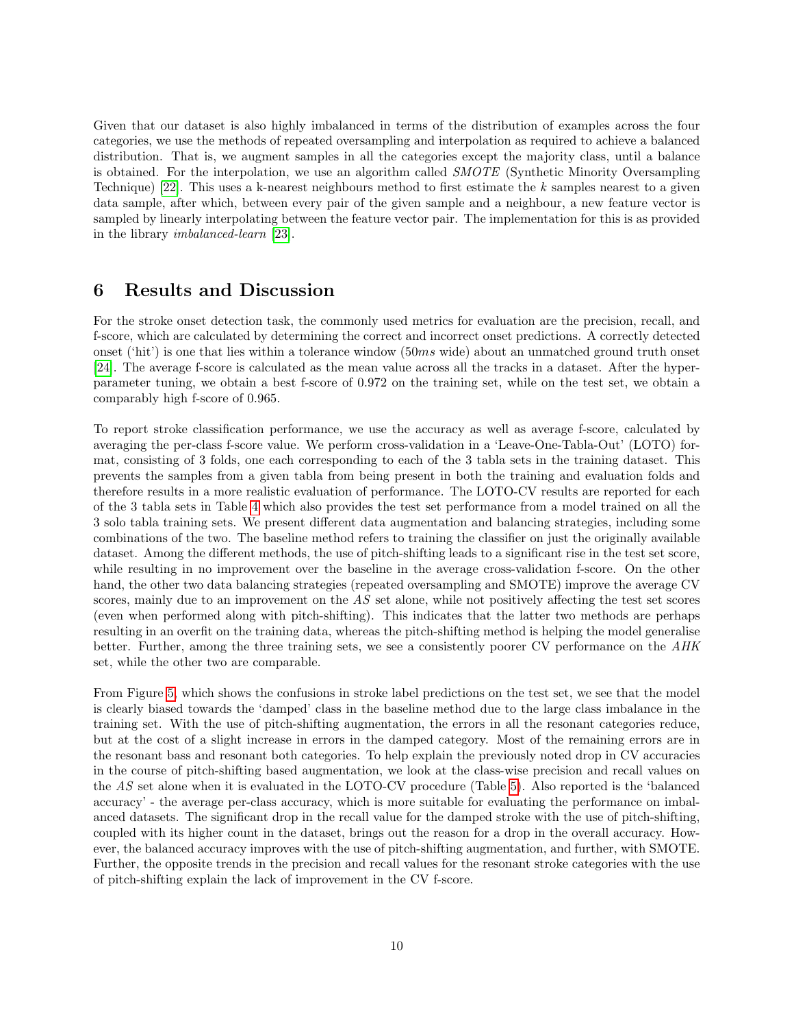Given that our dataset is also highly imbalanced in terms of the distribution of examples across the four categories, we use the methods of repeated oversampling and interpolation as required to achieve a balanced distribution. That is, we augment samples in all the categories except the majority class, until a balance is obtained. For the interpolation, we use an algorithm called *SMOTE* (Synthetic Minority Oversampling Technique) [22]. This uses a k-nearest neighbours method to first estimate the $k$ samples nearest to a given data sample, after which, between every pair of the given sample and a neighbour, a new feature vector is sampled by linearly interpolating between the feature vector pair. The implementation for this is as provided in the library *imbalanced-learn* [23].

# 6 Results and Discussion

For the stroke onset detection task, the commonly used metrics for evaluation are the precision, recall, and f-score, which are calculated by determining the correct and incorrect onset predictions. A correctly detected onset ('hit') is one that lies within a tolerance window ($50ms$ wide) about an unmatched ground truth onset [24]. The average f-score is calculated as the mean value across all the tracks in a dataset. After the hyper-parameter tuning, we obtain a best f-score of 0.972 on the training set, while on the test set, we obtain a comparably high f-score of 0.965.

To report stroke classification performance, we use the accuracy as well as average f-score, calculated by averaging the per-class f-score value. We perform cross-validation in a 'Leave-One-Tabla-Out' (LOTO) format, consisting of 3 folds, one each corresponding to each of the 3 tabla sets in the training dataset. This prevents the samples from a given tabla from being present in both the training and evaluation folds and therefore results in a more realistic evaluation of performance. The LOTO-CV results are reported for each of the 3 tabla sets in Table 4 which also provides the test set performance from a model trained on all the 3 solo tabla training sets. We present different data augmentation and balancing strategies, including some combinations of the two. The baseline method refers to training the classifier on just the originally available dataset. Among the different methods, the use of pitch-shifting leads to a significant rise in the test set score, while resulting in no improvement over the baseline in the average cross-validation f-score. On the other hand, the other two data balancing strategies (repeated oversampling and SMOTE) improve the average CV scores, mainly due to an improvement on the *AS* set alone, while not positively affecting the test set scores (even when performed along with pitch-shifting). This indicates that the latter two methods are perhaps resulting in an overfit on the training data, whereas the pitch-shifting method is helping the model generalise better. Further, among the three training sets, we see a consistently poorer CV performance on the *AHK* set, while the other two are comparable.

From Figure 5, which shows the confusions in stroke label predictions on the test set, we see that the model is clearly biased towards the 'damped' class in the baseline method due to the large class imbalance in the training set. With the use of pitch-shifting augmentation, the errors in all the resonant categories reduce, but at the cost of a slight increase in errors in the damped category. Most of the remaining errors are in the resonant bass and resonant both categories. To help explain the previously noted drop in CV accuracies in the course of pitch-shifting based augmentation, we look at the class-wise precision and recall values on the *AS* set alone when it is evaluated in the LOTO-CV procedure (Table 5). Also reported is the 'balanced accuracy' - the average per-class accuracy, which is more suitable for evaluating the performance on imbalanced datasets. The significant drop in the recall value for the damped stroke with the use of pitch-shifting, coupled with its higher count in the dataset, brings out the reason for a drop in the overall accuracy. However, the balanced accuracy improves with the use of pitch-shifting augmentation, and further, with SMOTE. Further, the opposite trends in the precision and recall values for the resonant stroke categories with the use of pitch-shifting explain the lack of improvement in the CV f-score.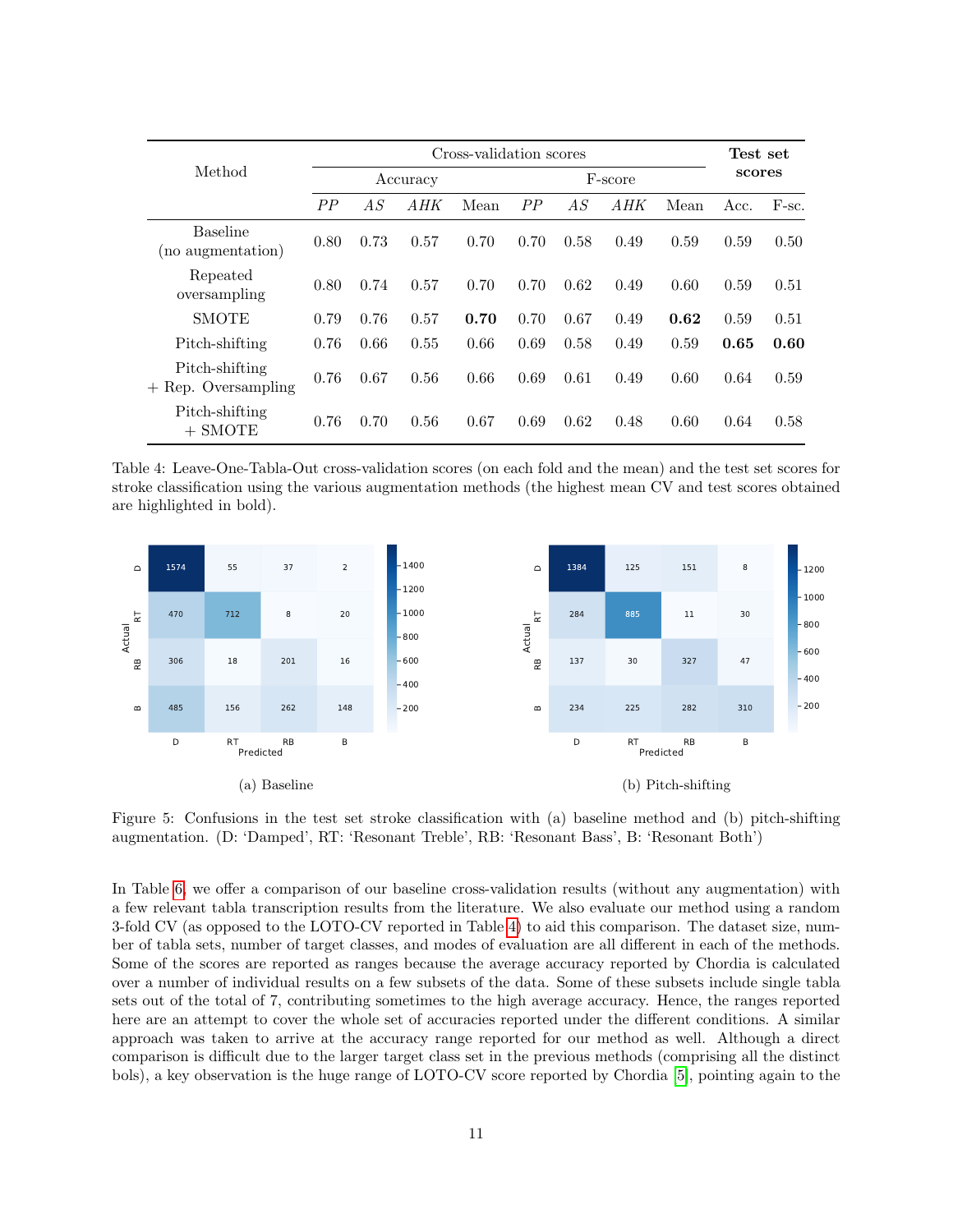| Method | Cross-validation scores | | | | | | | | Test set scores | |
|---|---|---|---|---|---|---|---|---|---|---|
| | Accuracy | | | | F-score | | | | | |
| | *PP* | *AS* | *AHK* | Mean | *PP* | *AS* | *AHK* | Mean | Acc. | F-sc. |
| Baseline (no augmentation) | 0.80 | 0.73 | 0.57 | 0.70 | 0.70 | 0.58 | 0.49 | 0.59 | 0.59 | 0.50 |
| Repeated oversampling | 0.80 | 0.74 | 0.57 | 0.70 | 0.70 | 0.62 | 0.49 | 0.60 | 0.59 | 0.51 |
| SMOTE | 0.79 | 0.76 | 0.57 | **0.70** | 0.70 | 0.67 | 0.49 | **0.62** | 0.59 | 0.51 |
| Pitch-shifting | 0.76 | 0.66 | 0.55 | 0.66 | 0.69 | 0.58 | 0.49 | 0.59 | **0.65** | **0.60** |
| Pitch-shifting + Rep. Oversampling | 0.76 | 0.67 | 0.56 | 0.66 | 0.69 | 0.61 | 0.49 | 0.60 | 0.64 | 0.59 |
| Pitch-shifting + SMOTE | 0.76 | 0.70 | 0.56 | 0.67 | 0.69 | 0.62 | 0.48 | 0.60 | 0.64 | 0.58 |

Table 4: Leave-One-Tabla-Out cross-validation scores (on each fold and the mean) and the test set scores for stroke classification using the various augmentation methods (the highest mean CV and test scores obtained are highlighted in bold).

(a) Baseline

| Actual \ Predicted | D | RT | RB | B |
|---|---|---|---|---|
| D | 1574 | 55 | 37 | 2 |
| RT | 470 | 712 | 8 | 20 |
| RB | 306 | 18 | 201 | 16 |
| B | 485 | 156 | 262 | 148 |

(b) Pitch-shifting

| Actual \ Predicted | D | RT | RB | B |
|---|---|---|---|---|
| D | 1384 | 125 | 151 | 8 |
| RT | 284 | 885 | 11 | 30 |
| RB | 137 | 30 | 327 | 47 |
| B | 234 | 225 | 282 | 310 |

Figure 5: Confusions in the test set stroke classification with (a) baseline method and (b) pitch-shifting augmentation. (D: 'Damped', RT: 'Resonant Treble', RB: 'Resonant Bass', B: 'Resonant Both')

In Table 6, we offer a comparison of our baseline cross-validation results (without any augmentation) with a few relevant tabla transcription results from the literature. We also evaluate our method using a random 3-fold CV (as opposed to the LOTO-CV reported in Table 4) to aid this comparison. The dataset size, number of tabla sets, number of target classes, and modes of evaluation are all different in each of the methods. Some of the scores are reported as ranges because the average accuracy reported by Chordia is calculated over a number of individual results on a few subsets of the data. Some of these subsets include single tabla sets out of the total of 7, contributing sometimes to the high average accuracy. Hence, the ranges reported here are an attempt to cover the whole set of accuracies reported under the different conditions. A similar approach was taken to arrive at the accuracy range reported for our method as well. Although a direct comparison is difficult due to the larger target class set in the previous methods (comprising all the distinct bols), a key observation is the huge range of LOTO-CV score reported by Chordia [5], pointing again to the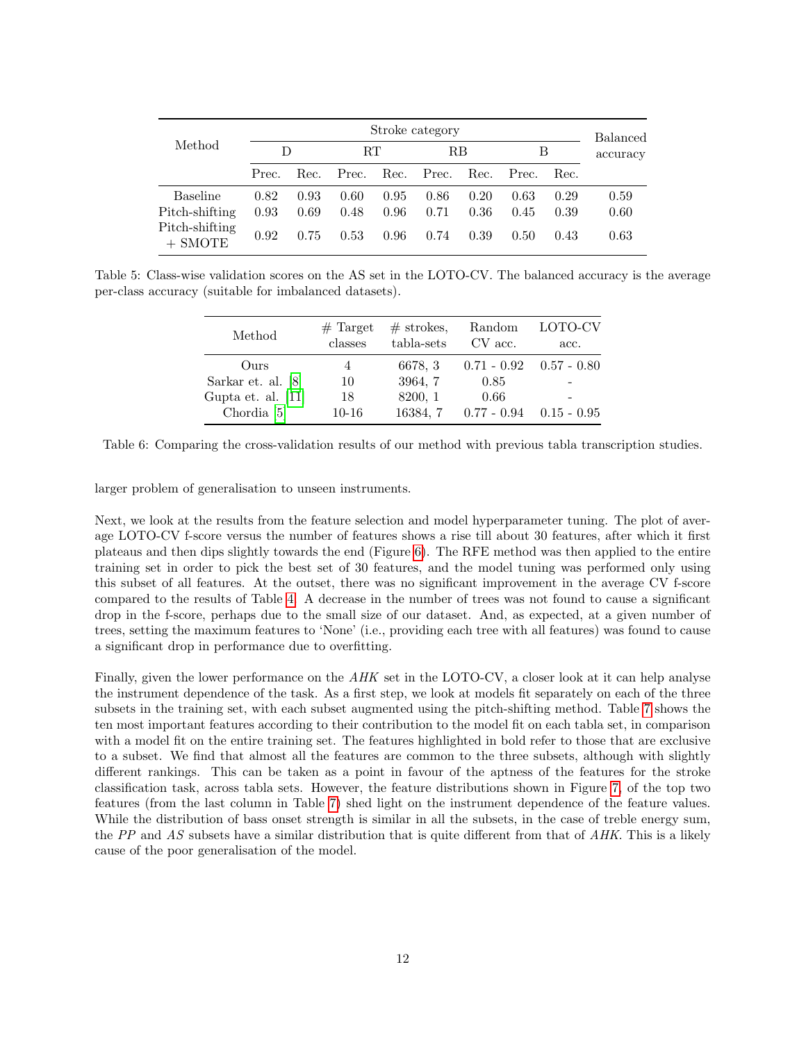| Method | Stroke category | | | | | | | | Balanced accuracy |
|---|---|---|---|---|---|---|---|---|---|
| | D | | RT | | RB | | B | | |
| | Prec. | Rec. | Prec. | Rec. | Prec. | Rec. | Prec. | Rec. | |
| Baseline | 0.82 | 0.93 | 0.60 | 0.95 | 0.86 | 0.20 | 0.63 | 0.29 | 0.59 |
| Pitch-shifting | 0.93 | 0.69 | 0.48 | 0.96 | 0.71 | 0.36 | 0.45 | 0.39 | 0.60 |
| Pitch-shifting + SMOTE | 0.92 | 0.75 | 0.53 | 0.96 | 0.74 | 0.39 | 0.50 | 0.43 | 0.63 |

Table 5: Class-wise validation scores on the AS set in the LOTO-CV. The balanced accuracy is the average per-class accuracy (suitable for imbalanced datasets).

| Method | # Target classes | # strokes, tabla-sets | Random CV acc. | LOTO-CV acc. |
|---|---|---|---|---|
| Ours | 4 | 6678, 3 | 0.71 - 0.92 | 0.57 - 0.80 |
| Sarkar et. al. [8] | 10 | 3964, 7 | 0.85 | - |
| Gupta et. al. [11] | 18 | 8200, 1 | 0.66 | - |
| Chordia [5] | 10-16 | 16384, 7 | 0.77 - 0.94 | 0.15 - 0.95 |

Table 6: Comparing the cross-validation results of our method with previous tabla transcription studies.

larger problem of generalisation to unseen instruments.

Next, we look at the results from the feature selection and model hyperparameter tuning. The plot of average LOTO-CV f-score versus the number of features shows a rise till about 30 features, after which it first plateaus and then dips slightly towards the end (Figure 6). The RFE method was then applied to the entire training set in order to pick the best set of 30 features, and the model tuning was performed only using this subset of all features. At the outset, there was no significant improvement in the average CV f-score compared to the results of Table 4. A decrease in the number of trees was not found to cause a significant drop in the f-score, perhaps due to the small size of our dataset. And, as expected, at a given number of trees, setting the maximum features to 'None' (i.e., providing each tree with all features) was found to cause a significant drop in performance due to overfitting.

Finally, given the lower performance on the *AHK* set in the LOTO-CV, a closer look at it can help analyse the instrument dependence of the task. As a first step, we look at models fit separately on each of the three subsets in the training set, with each subset augmented using the pitch-shifting method. Table 7 shows the ten most important features according to their contribution to the model fit on each tabla set, in comparison with a model fit on the entire training set. The features highlighted in bold refer to those that are exclusive to a subset. We find that almost all the features are common to the three subsets, although with slightly different rankings. This can be taken as a point in favour of the aptness of the features for the stroke classification task, across tabla sets. However, the feature distributions shown in Figure 7, of the top two features (from the last column in Table 7) shed light on the instrument dependence of the feature values. While the distribution of bass onset strength is similar in all the subsets, in the case of treble energy sum, the *PP* and *AS* subsets have a similar distribution that is quite different from that of *AHK*. This is a likely cause of the poor generalisation of the model.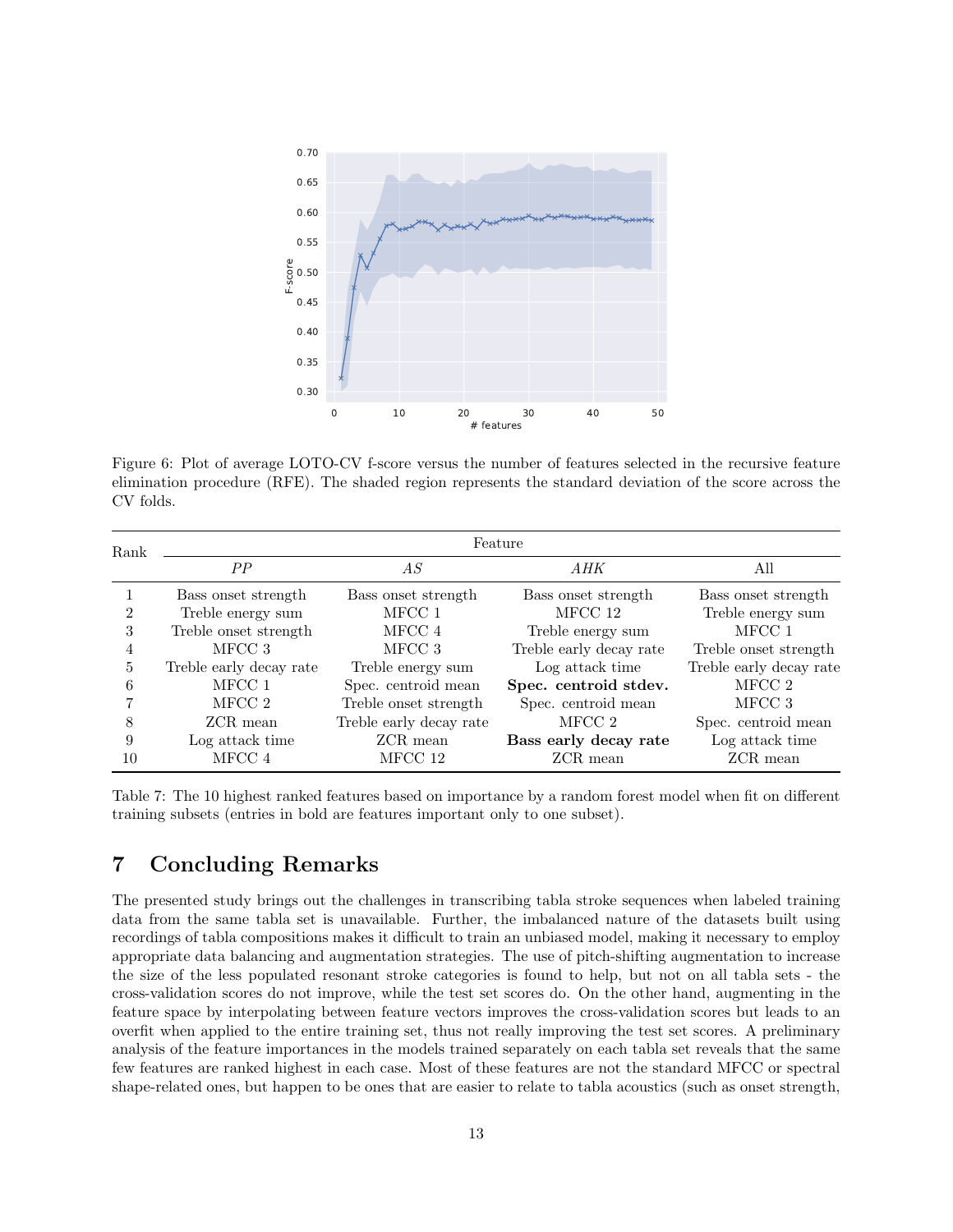Figure 6: Plot of average LOTO-CV f-score versus the number of features selected in the recursive feature elimination procedure (RFE). The shaded region represents the standard deviation of the score across the CV folds.

| Rank | Feature | | | |
|---|---|---|---|---|
| | *PP* | *AS* | *AHK* | All |
| 1 | Bass onset strength | Bass onset strength | Bass onset strength | Bass onset strength |
| 2 | Treble energy sum | MFCC 1 | MFCC 12 | Treble energy sum |
| 3 | Treble onset strength | MFCC 4 | Treble energy sum | MFCC 1 |
| 4 | MFCC 3 | MFCC 3 | Treble early decay rate | Treble onset strength |
| 5 | Treble early decay rate | Treble energy sum | Log attack time | Treble early decay rate |
| 6 | MFCC 1 | Spec. centroid mean | **Spec. centroid stdev.** | MFCC 2 |
| 7 | MFCC 2 | Treble onset strength | Spec. centroid mean | MFCC 3 |
| 8 | ZCR mean | Treble early decay rate | MFCC 2 | Spec. centroid mean |
| 9 | Log attack time | ZCR mean | **Bass early decay rate** | Log attack time |
| 10 | MFCC 4 | MFCC 12 | ZCR mean | ZCR mean |

Table 7: The 10 highest ranked features based on importance by a random forest model when fit on different training subsets (entries in bold are features important only to one subset).

# 7 Concluding Remarks

The presented study brings out the challenges in transcribing tabla stroke sequences when labeled training data from the same tabla set is unavailable. Further, the imbalanced nature of the datasets built using recordings of tabla compositions makes it difficult to train an unbiased model, making it necessary to employ appropriate data balancing and augmentation strategies. The use of pitch-shifting augmentation to increase the size of the less populated resonant stroke categories is found to help, but not on all tabla sets - the cross-validation scores do not improve, while the test set scores do. On the other hand, augmenting in the feature space by interpolating between feature vectors improves the cross-validation scores but leads to an overfit when applied to the entire training set, thus not really improving the test set scores. A preliminary analysis of the feature importances in the models trained separately on each tabla set reveals that the same few features are ranked highest in each case. Most of these features are not the standard MFCC or spectral shape-related ones, but happen to be ones that are easier to relate to tabla acoustics (such as onset strength,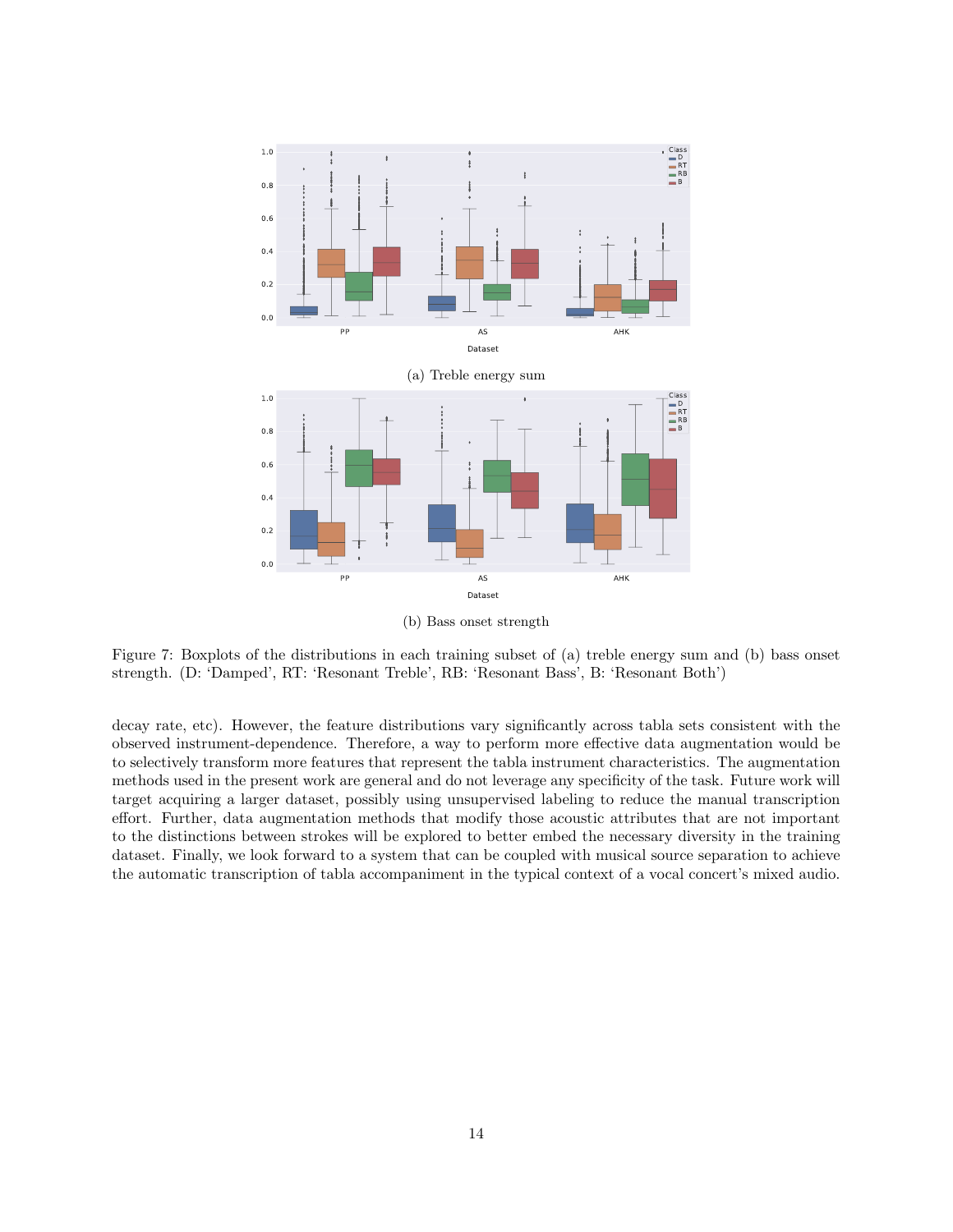(a) Treble energy sum

(b) Bass onset strength

Figure 7: Boxplots of the distributions in each training subset of (a) treble energy sum and (b) bass onset strength. (D: 'Damped', RT: 'Resonant Treble', RB: 'Resonant Bass', B: 'Resonant Both')

decay rate, etc). However, the feature distributions vary significantly across tabla sets consistent with the observed instrument-dependence. Therefore, a way to perform more effective data augmentation would be to selectively transform more features that represent the tabla instrument characteristics. The augmentation methods used in the present work are general and do not leverage any specificity of the task. Future work will target acquiring a larger dataset, possibly using unsupervised labeling to reduce the manual transcription effort. Further, data augmentation methods that modify those acoustic attributes that are not important to the distinctions between strokes will be explored to better embed the necessary diversity in the training dataset. Finally, we look forward to a system that can be coupled with musical source separation to achieve the automatic transcription of tabla accompaniment in the typical context of a vocal concert's mixed audio.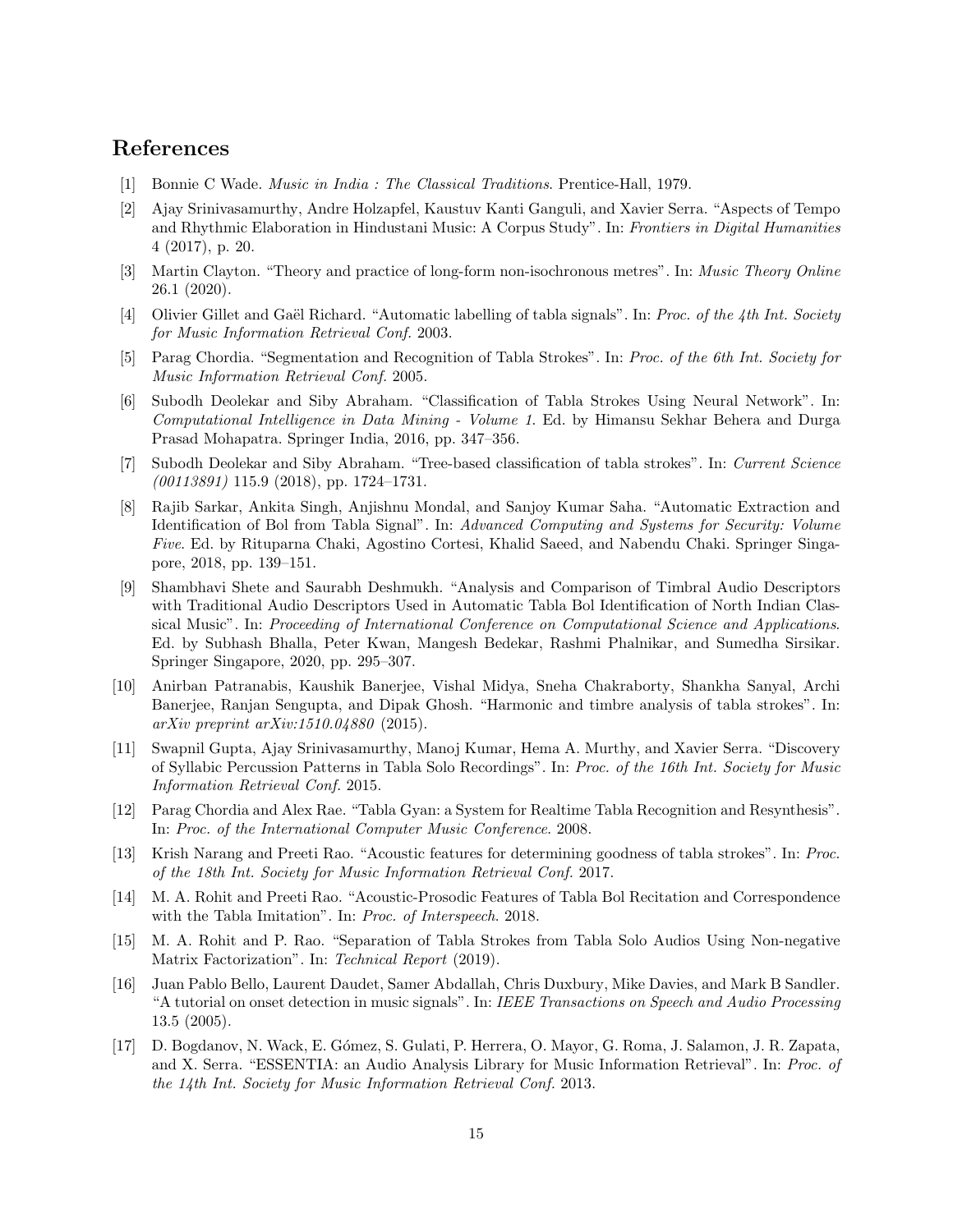## References

[1] Bonnie C Wade. *Music in India : The Classical Traditions*. Prentice-Hall, 1979.

[2] Ajay Srinivasamurthy, Andre Holzapfel, Kaustuv Kanti Ganguli, and Xavier Serra. "Aspects of Tempo and Rhythmic Elaboration in Hindustani Music: A Corpus Study". In: *Frontiers in Digital Humanities* 4 (2017), p. 20.

[3] Martin Clayton. "Theory and practice of long-form non-isochronous metres". In: *Music Theory Online* 26.1 (2020).

[4] Olivier Gillet and Gaël Richard. "Automatic labelling of tabla signals". In: *Proc. of the 4th Int. Society for Music Information Retrieval Conf.* 2003.

[5] Parag Chordia. "Segmentation and Recognition of Tabla Strokes". In: *Proc. of the 6th Int. Society for Music Information Retrieval Conf.* 2005.

[6] Subodh Deolekar and Siby Abraham. "Classification of Tabla Strokes Using Neural Network". In: *Computational Intelligence in Data Mining - Volume 1*. Ed. by Himansu Sekhar Behera and Durga Prasad Mohapatra. Springer India, 2016, pp. 347–356.

[7] Subodh Deolekar and Siby Abraham. "Tree-based classification of tabla strokes". In: *Current Science (00113891)* 115.9 (2018), pp. 1724–1731.

[8] Rajib Sarkar, Ankita Singh, Anjishnu Mondal, and Sanjoy Kumar Saha. "Automatic Extraction and Identification of Bol from Tabla Signal". In: *Advanced Computing and Systems for Security: Volume Five*. Ed. by Rituparna Chaki, Agostino Cortesi, Khalid Saeed, and Nabendu Chaki. Springer Singapore, 2018, pp. 139–151.

[9] Shambhavi Shete and Saurabh Deshmukh. "Analysis and Comparison of Timbral Audio Descriptors with Traditional Audio Descriptors Used in Automatic Tabla Bol Identification of North Indian Classical Music". In: *Proceeding of International Conference on Computational Science and Applications*. Ed. by Subhash Bhalla, Peter Kwan, Mangesh Bedekar, Rashmi Phalnikar, and Sumedha Sirsikar. Springer Singapore, 2020, pp. 295–307.

[10] Anirban Patranabis, Kaushik Banerjee, Vishal Midya, Sneha Chakraborty, Shankha Sanyal, Archi Banerjee, Ranjan Sengupta, and Dipak Ghosh. "Harmonic and timbre analysis of tabla strokes". In: *arXiv preprint arXiv:1510.04880* (2015).

[11] Swapnil Gupta, Ajay Srinivasamurthy, Manoj Kumar, Hema A. Murthy, and Xavier Serra. "Discovery of Syllabic Percussion Patterns in Tabla Solo Recordings". In: *Proc. of the 16th Int. Society for Music Information Retrieval Conf.* 2015.

[12] Parag Chordia and Alex Rae. "Tabla Gyan: a System for Realtime Tabla Recognition and Resynthesis". In: *Proc. of the International Computer Music Conference*. 2008.

[13] Krish Narang and Preeti Rao. "Acoustic features for determining goodness of tabla strokes". In: *Proc. of the 18th Int. Society for Music Information Retrieval Conf.* 2017.

[14] M. A. Rohit and Preeti Rao. "Acoustic-Prosodic Features of Tabla Bol Recitation and Correspondence with the Tabla Imitation". In: *Proc. of Interspeech*. 2018.

[15] M. A. Rohit and P. Rao. "Separation of Tabla Strokes from Tabla Solo Audios Using Non-negative Matrix Factorization". In: *Technical Report* (2019).

[16] Juan Pablo Bello, Laurent Daudet, Samer Abdallah, Chris Duxbury, Mike Davies, and Mark B Sandler. "A tutorial on onset detection in music signals". In: *IEEE Transactions on Speech and Audio Processing* 13.5 (2005).

[17] D. Bogdanov, N. Wack, E. Gómez, S. Gulati, P. Herrera, O. Mayor, G. Roma, J. Salamon, J. R. Zapata, and X. Serra. "ESSENTIA: an Audio Analysis Library for Music Information Retrieval". In: *Proc. of the 14th Int. Society for Music Information Retrieval Conf.* 2013.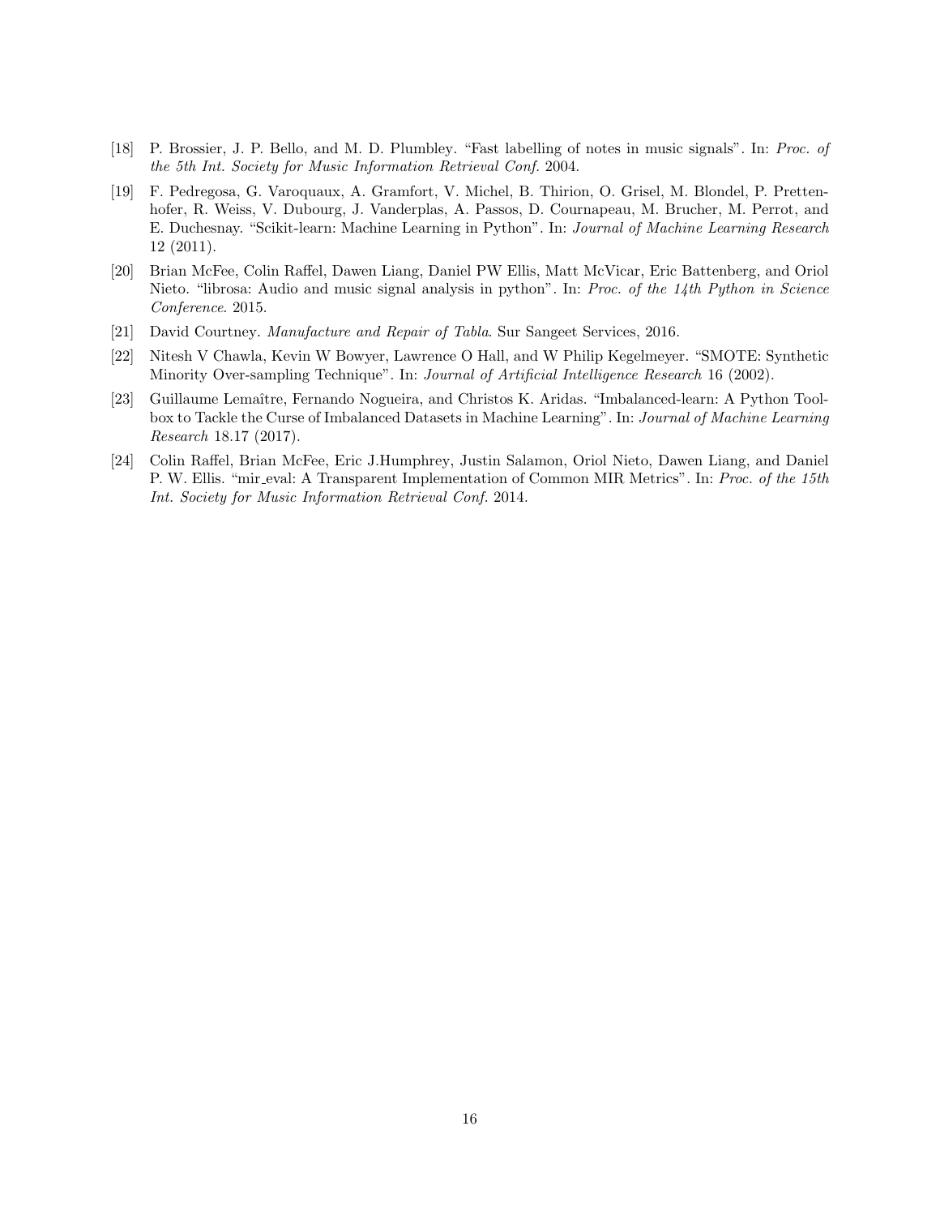[18] P. Brossier, J. P. Bello, and M. D. Plumbley. "Fast labelling of notes in music signals". In: *Proc. of the 5th Int. Society for Music Information Retrieval Conf.* 2004.

[19] F. Pedregosa, G. Varoquaux, A. Gramfort, V. Michel, B. Thirion, O. Grisel, M. Blondel, P. Prettenhofer, R. Weiss, V. Dubourg, J. Vanderplas, A. Passos, D. Cournapeau, M. Brucher, M. Perrot, and E. Duchesnay. "Scikit-learn: Machine Learning in Python". In: *Journal of Machine Learning Research* 12 (2011).

[20] Brian McFee, Colin Raffel, Dawen Liang, Daniel PW Ellis, Matt McVicar, Eric Battenberg, and Oriol Nieto. "librosa: Audio and music signal analysis in python". In: *Proc. of the 14th Python in Science Conference*. 2015.

[21] David Courtney. *Manufacture and Repair of Tabla*. Sur Sangeet Services, 2016.

[22] Nitesh V Chawla, Kevin W Bowyer, Lawrence O Hall, and W Philip Kegelmeyer. "SMOTE: Synthetic Minority Over-sampling Technique". In: *Journal of Artificial Intelligence Research* 16 (2002).

[23] Guillaume Lemaître, Fernando Nogueira, and Christos K. Aridas. "Imbalanced-learn: A Python Toolbox to Tackle the Curse of Imbalanced Datasets in Machine Learning". In: *Journal of Machine Learning Research* 18.17 (2017).

[24] Colin Raffel, Brian McFee, Eric J.Humphrey, Justin Salamon, Oriol Nieto, Dawen Liang, and Daniel P. W. Ellis. "mir_eval: A Transparent Implementation of Common MIR Metrics". In: *Proc. of the 15th Int. Society for Music Information Retrieval Conf.* 2014.